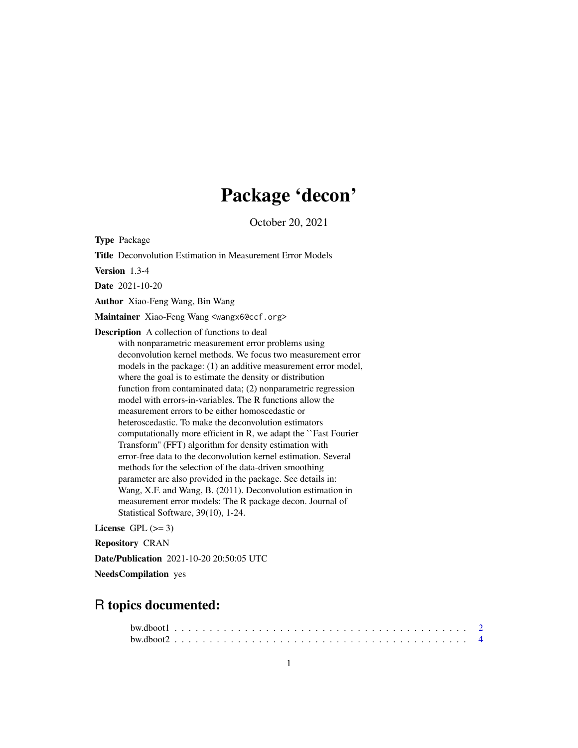# Package 'decon'

October 20, 2021

**Type** Package

**Title** Deconvolution Estimation in Measurement Error Models

**Version** 1.3-4

**Date** 2021-10-20

**Author** Xiao-Feng Wang, Bin Wang

**Maintainer** Xiao-Feng Wang <wangx6@ccf.org>

**Description** A collection of functions to deal with nonparametric measurement error problems using deconvolution kernel methods. We focus two measurement error models in the package: (1) an additive measurement error model, where the goal is to estimate the density or distribution function from contaminated data; (2) nonparametric regression model with errors-in-variables. The R functions allow the measurement errors to be either homoscedastic or heteroscedastic. To make the deconvolution estimators computationally more efficient in R, we adapt the ``Fast Fourier Transform'' (FFT) algorithm for density estimation with error-free data to the deconvolution kernel estimation. Several methods for the selection of the data-driven smoothing parameter are also provided in the package. See details in: Wang, X.F. and Wang, B. (2011). Deconvolution estimation in measurement error models: The R package decon. Journal of Statistical Software, 39(10), 1-24.

**License** GPL (>= 3)

**Repository** CRAN

**Date/Publication** 2021-10-20 20:50:05 UTC

**NeedsCompilation** yes

## R topics documented:

bw.dboot1 . . . . . . . . . . . . . . . . . . . . . . . . . . . . . . . . . . . . . . . . . 2
bw.dboot2 . . . . . . . . . . . . . . . . . . . . . . . . . . . . . . . . . . . . . . . . . 4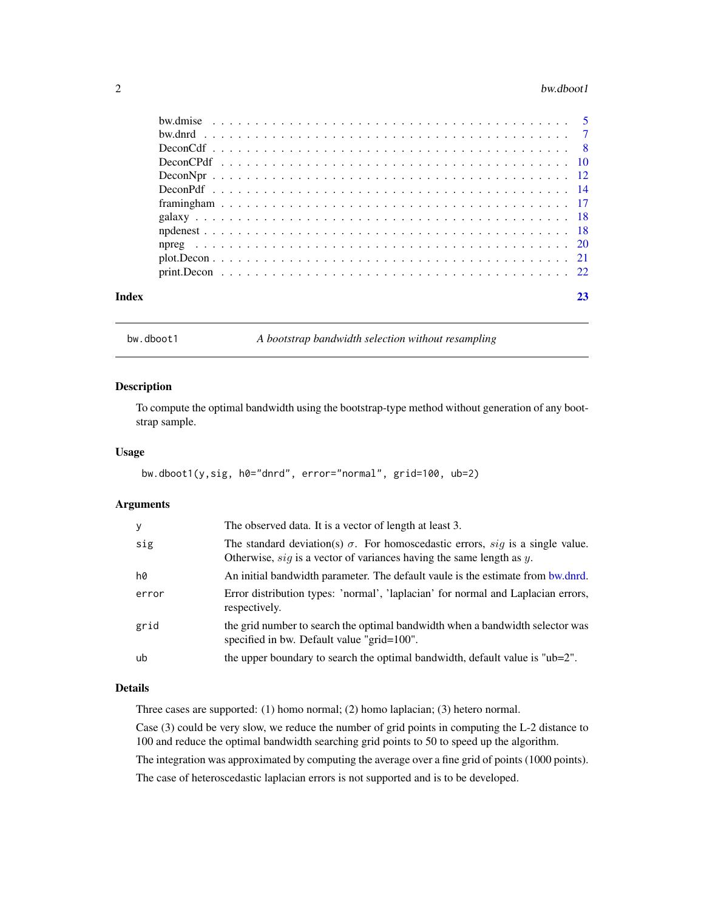| | |
|---|---|
| bw.dmise | 5 |
| bw.dnrd | 7 |
| DeconCdf | 8 |
| DeconCPdf | 10 |
| DeconNpr | 12 |
| DeconPdf | 14 |
| framingham | 17 |
| galaxy | 18 |
| npdenest | 18 |
| npreg | 20 |
| plot.Decon | 21 |
| print.Decon | 22 |

**Index** **23**

---

bw.dboot1 *A bootstrap bandwidth selection without resampling*

---

## Description

To compute the optimal bandwidth using the bootstrap-type method without generation of any bootstrap sample.

## Usage

```
bw.dboot1(y,sig, h0="dnrd", error="normal", grid=100, ub=2)
```

## Arguments

| | |
|---|---|
| `y` | The observed data. It is a vector of length at least 3. |
| `sig` | The standard deviation(s) $\sigma$. For homoscedastic errors, $sig$ is a single value. Otherwise, $sig$ is a vector of variances having the same length as $y$. |
| `h0` | An initial bandwidth parameter. The default vaule is the estimate from bw.dnrd. |
| `error` | Error distribution types: 'normal', 'laplacian' for normal and Laplacian errors, respectively. |
| `grid` | the grid number to search the optimal bandwidth when a bandwidth selector was specified in bw. Default value "grid=100". |
| `ub` | the upper boundary to search the optimal bandwidth, default value is "ub=2". |

## Details

Three cases are supported: (1) homo normal; (2) homo laplacian; (3) hetero normal.

Case (3) could be very slow, we reduce the number of grid points in computing the L-2 distance to 100 and reduce the optimal bandwidth searching grid points to 50 to speed up the algorithm.

The integration was approximated by computing the average over a fine grid of points (1000 points).

The case of heteroscedastic laplacian errors is not supported and is to be developed.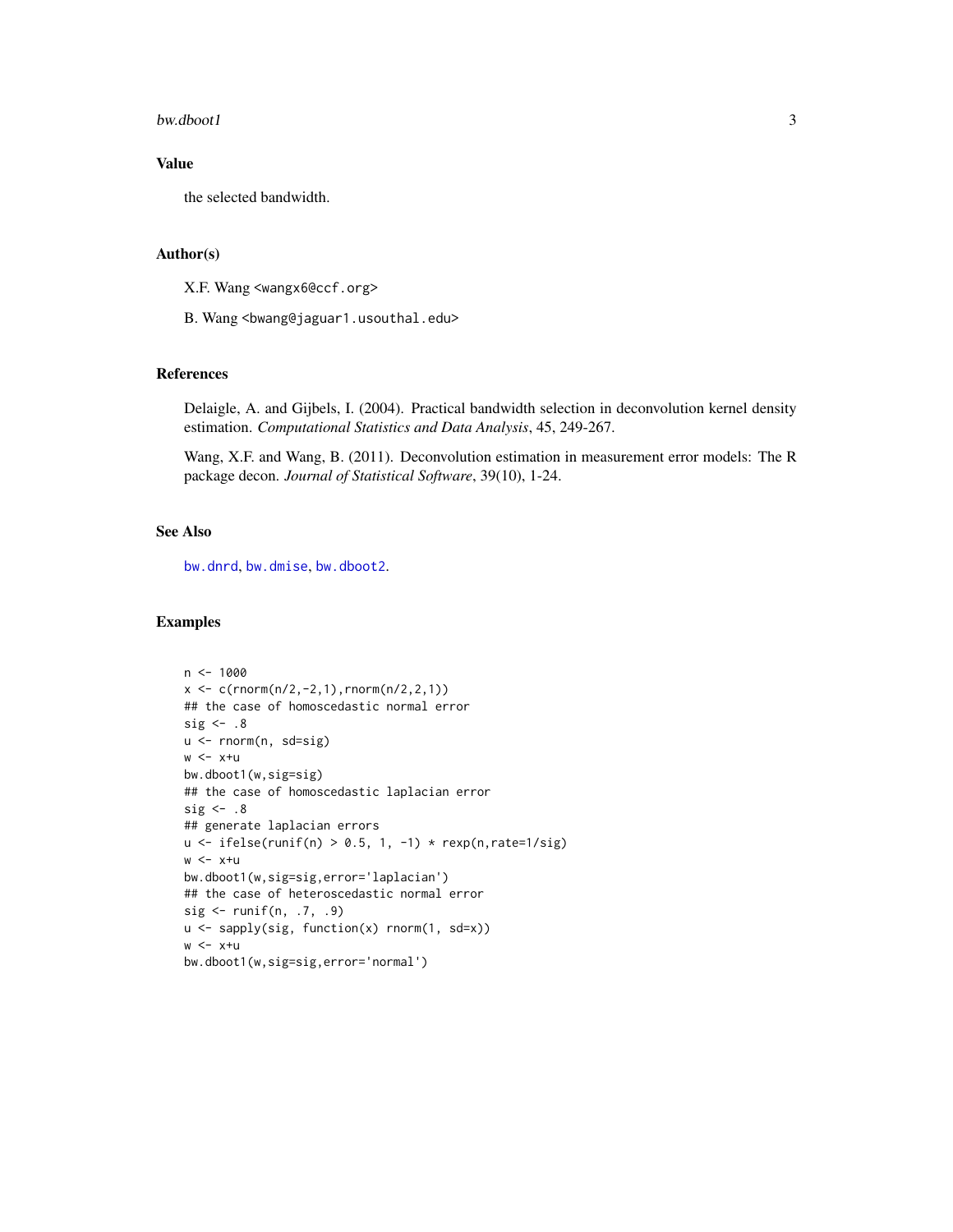## Value

the selected bandwidth.

## Author(s)

X.F. Wang <wangx6@ccf.org>

B. Wang <bwang@jaguar1.usouthal.edu>

## References

Delaigle, A. and Gijbels, I. (2004). Practical bandwidth selection in deconvolution kernel density estimation. *Computational Statistics and Data Analysis*, 45, 249-267.

Wang, X.F. and Wang, B. (2011). Deconvolution estimation in measurement error models: The R package decon. *Journal of Statistical Software*, 39(10), 1-24.

## See Also

bw.dnrd, bw.dmise, bw.dboot2.

## Examples

```
n <- 1000
x <- c(rnorm(n/2,-2,1),rnorm(n/2,2,1))
## the case of homoscedastic normal error
sig <- .8
u <- rnorm(n, sd=sig)
w <- x+u
bw.dboot1(w,sig=sig)
## the case of homoscedastic laplacian error
sig <- .8
## generate laplacian errors
u <- ifelse(runif(n) > 0.5, 1, -1) * rexp(n,rate=1/sig)
w <- x+u
bw.dboot1(w,sig=sig,error='laplacian')
## the case of heteroscedastic normal error
sig <- runif(n, .7, .9)
u <- sapply(sig, function(x) rnorm(1, sd=x))
w <- x+u
bw.dboot1(w,sig=sig,error='normal')
```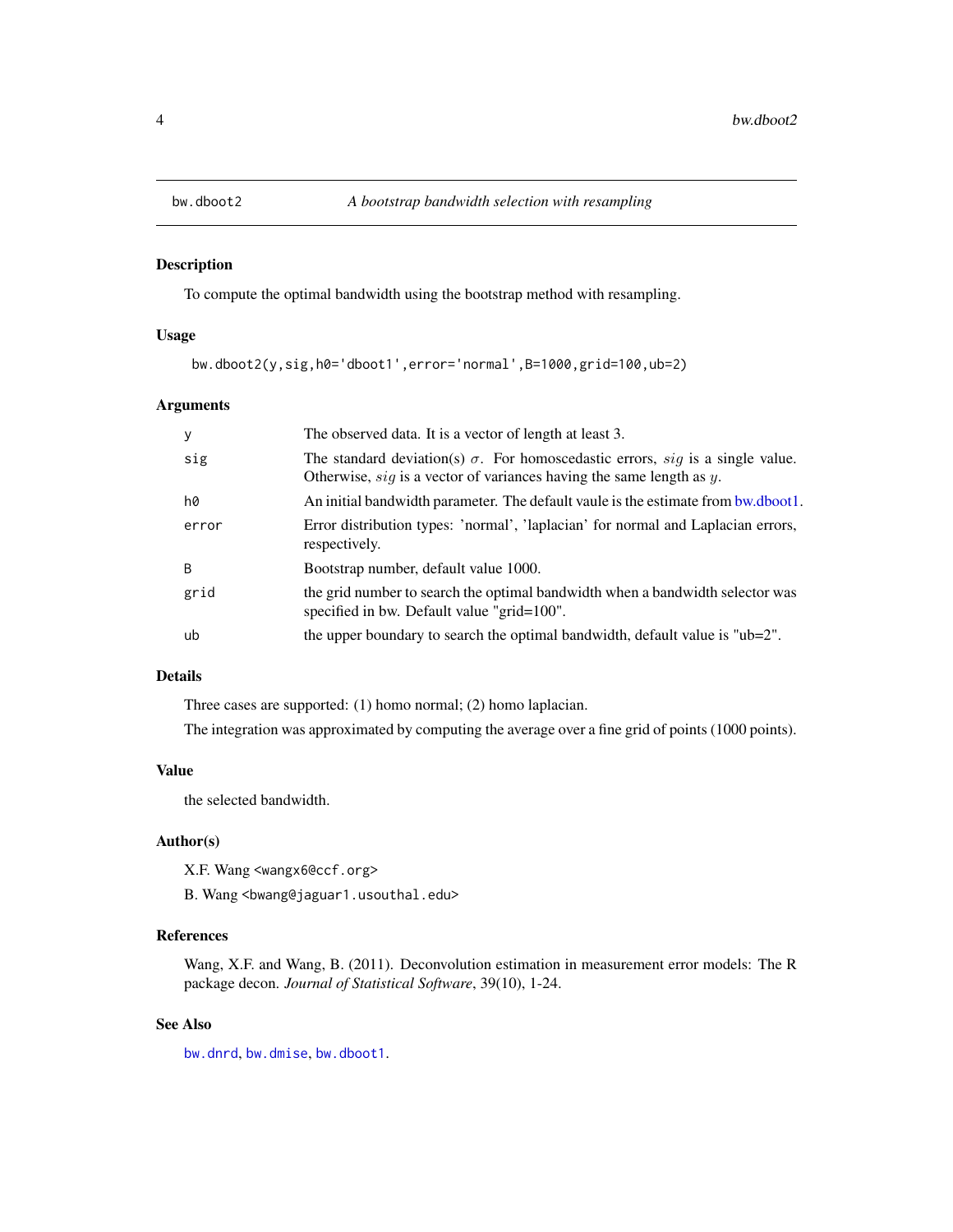# bw.dboot2 — *A bootstrap bandwidth selection with resampling*

## Description

To compute the optimal bandwidth using the bootstrap method with resampling.

## Usage

```
bw.dboot2(y,sig,h0='dboot1',error='normal',B=1000,grid=100,ub=2)
```

## Arguments

| | |
|---|---|
| `y` | The observed data. It is a vector of length at least 3. |
| `sig` | The standard deviation(s) $\sigma$. For homoscedastic errors, $sig$ is a single value. Otherwise, $sig$ is a vector of variances having the same length as $y$. |
| `h0` | An initial bandwidth parameter. The default vaule is the estimate from bw.dboot1. |
| `error` | Error distribution types: 'normal', 'laplacian' for normal and Laplacian errors, respectively. |
| `B` | Bootstrap number, default value 1000. |
| `grid` | the grid number to search the optimal bandwidth when a bandwidth selector was specified in bw. Default value "grid=100". |
| `ub` | the upper boundary to search the optimal bandwidth, default value is "ub=2". |

## Details

Three cases are supported: (1) homo normal; (2) homo laplacian.

The integration was approximated by computing the average over a fine grid of points (1000 points).

## Value

the selected bandwidth.

## Author(s)

X.F. Wang <wangx6@ccf.org>

B. Wang <bwang@jaguar1.usouthal.edu>

## References

Wang, X.F. and Wang, B. (2011). Deconvolution estimation in measurement error models: The R package decon. *Journal of Statistical Software*, 39(10), 1-24.

## See Also

`bw.dnrd`, `bw.dmise`, `bw.dboot1`.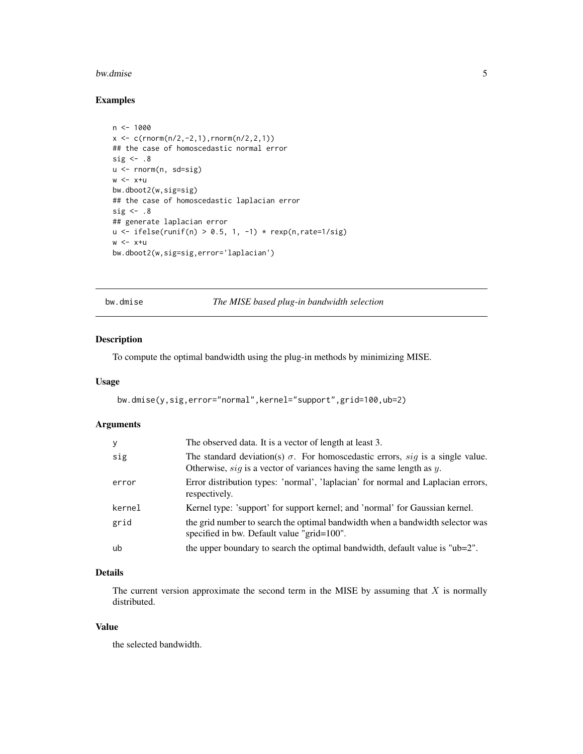## Examples

```
n <- 1000
x <- c(rnorm(n/2,-2,1),rnorm(n/2,2,1))
## the case of homoscedastic normal error
sig <- .8
u <- rnorm(n, sd=sig)
w <- x+u
bw.dboot2(w,sig=sig)
## the case of homoscedastic laplacian error
sig <- .8
## generate laplacian error
u <- ifelse(runif(n) > 0.5, 1, -1) * rexp(n,rate=1/sig)
w <- x+u
bw.dboot2(w,sig=sig,error='laplacian')
```

---

# bw.dmise    *The MISE based plug-in bandwidth selection*

---

## Description

To compute the optimal bandwidth using the plug-in methods by minimizing MISE.

## Usage

```
bw.dmise(y,sig,error="normal",kernel="support",grid=100,ub=2)
```

## Arguments

| | |
|---|---|
| y | The observed data. It is a vector of length at least 3. |
| sig | The standard deviation(s) $\sigma$. For homoscedastic errors, $sig$ is a single value. Otherwise, $sig$ is a vector of variances having the same length as $y$. |
| error | Error distribution types: 'normal', 'laplacian' for normal and Laplacian errors, respectively. |
| kernel | Kernel type: 'support' for support kernel; and 'normal' for Gaussian kernel. |
| grid | the grid number to search the optimal bandwidth when a bandwidth selector was specified in bw. Default value "grid=100". |
| ub | the upper boundary to search the optimal bandwidth, default value is "ub=2". |

## Details

The current version approximate the second term in the MISE by assuming that $X$ is normally distributed.

## Value

the selected bandwidth.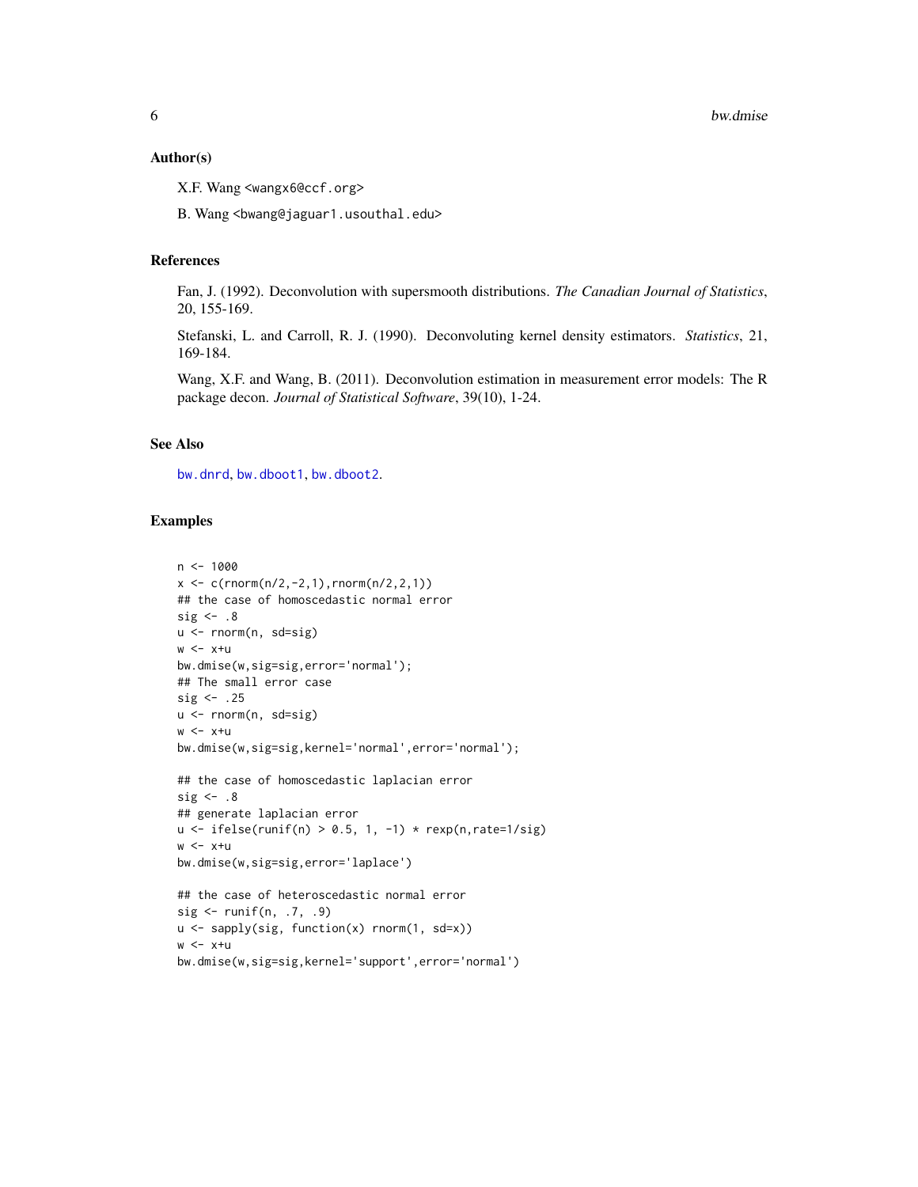## Author(s)

X.F. Wang <wangx6@ccf.org>

B. Wang <bwang@jaguar1.usouthal.edu>

## References

Fan, J. (1992). Deconvolution with supersmooth distributions. *The Canadian Journal of Statistics*, 20, 155-169.

Stefanski, L. and Carroll, R. J. (1990). Deconvoluting kernel density estimators. *Statistics*, 21, 169-184.

Wang, X.F. and Wang, B. (2011). Deconvolution estimation in measurement error models: The R package decon. *Journal of Statistical Software*, 39(10), 1-24.

## See Also

bw.dnrd, bw.dboot1, bw.dboot2.

## Examples

```
n <- 1000
x <- c(rnorm(n/2,-2,1),rnorm(n/2,2,1))
## the case of homoscedastic normal error
sig <- .8
u <- rnorm(n, sd=sig)
w <- x+u
bw.dmise(w,sig=sig,error='normal');
## The small error case
sig <- .25
u <- rnorm(n, sd=sig)
w <- x+u
bw.dmise(w,sig=sig,kernel='normal',error='normal');

## the case of homoscedastic laplacian error
sig <- .8
## generate laplacian error
u <- ifelse(runif(n) > 0.5, 1, -1) * rexp(n,rate=1/sig)
w <- x+u
bw.dmise(w,sig=sig,error='laplace')

## the case of heteroscedastic normal error
sig <- runif(n, .7, .9)
u <- sapply(sig, function(x) rnorm(1, sd=x))
w <- x+u
bw.dmise(w,sig=sig,kernel='support',error='normal')
```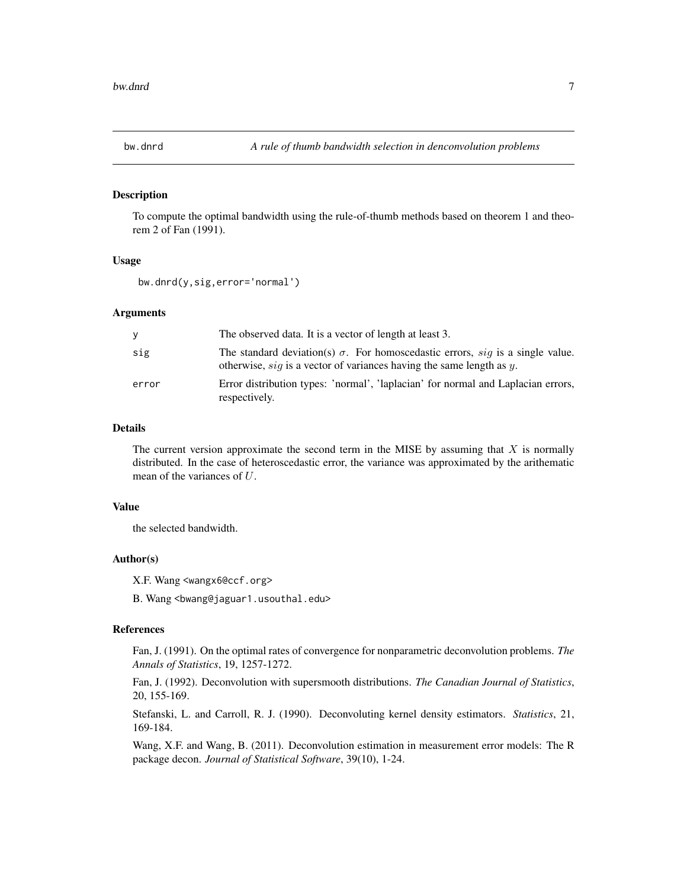bw.dnrd — *A rule of thumb bandwidth selection in denconvolution problems*

## Description

To compute the optimal bandwidth using the rule-of-thumb methods based on theorem 1 and theorem 2 of Fan (1991).

## Usage

```
bw.dnrd(y,sig,error='normal')
```

## Arguments

| | |
|---|---|
| y | The observed data. It is a vector of length at least 3. |
| sig | The standard deviation(s) $\sigma$. For homoscedastic errors, $sig$ is a single value. otherwise, $sig$ is a vector of variances having the same length as $y$. |
| error | Error distribution types: 'normal', 'laplacian' for normal and Laplacian errors, respectively. |

## Details

The current version approximate the second term in the MISE by assuming that $X$ is normally distributed. In the case of heteroscedastic error, the variance was approximated by the arithematic mean of the variances of $U$.

## Value

the selected bandwidth.

## Author(s)

X.F. Wang <wangx6@ccf.org>

B. Wang <bwang@jaguar1.usouthal.edu>

## References

Fan, J. (1991). On the optimal rates of convergence for nonparametric deconvolution problems. *The Annals of Statistics*, 19, 1257-1272.

Fan, J. (1992). Deconvolution with supersmooth distributions. *The Canadian Journal of Statistics*, 20, 155-169.

Stefanski, L. and Carroll, R. J. (1990). Deconvoluting kernel density estimators. *Statistics*, 21, 169-184.

Wang, X.F. and Wang, B. (2011). Deconvolution estimation in measurement error models: The R package decon. *Journal of Statistical Software*, 39(10), 1-24.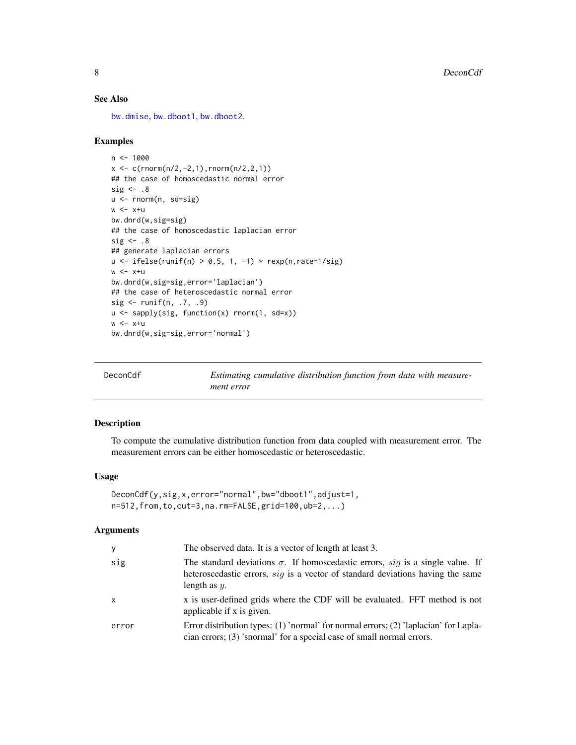### See Also

bw.dmise, bw.dboot1, bw.dboot2.

### Examples

```
n <- 1000
x <- c(rnorm(n/2,-2,1),rnorm(n/2,2,1))
## the case of homoscedastic normal error
sig <- .8
u <- rnorm(n, sd=sig)
w <- x+u
bw.dnrd(w,sig=sig)
## the case of homoscedastic laplacian error
sig <- .8
## generate laplacian errors
u <- ifelse(runif(n) > 0.5, 1, -1) * rexp(n,rate=1/sig)
w <- x+u
bw.dnrd(w,sig=sig,error='laplacian')
## the case of heteroscedastic normal error
sig <- runif(n, .7, .9)
u <- sapply(sig, function(x) rnorm(1, sd=x))
w <- x+u
bw.dnrd(w,sig=sig,error='normal')
```

---

## DeconCdf — *Estimating cumulative distribution function from data with measurement error*

### Description

To compute the cumulative distribution function from data coupled with measurement error. The measurement errors can be either homoscedastic or heteroscedastic.

### Usage

```
DeconCdf(y,sig,x,error="normal",bw="dboot1",adjust=1,
n=512,from,to,cut=3,na.rm=FALSE,grid=100,ub=2,...)
```

### Arguments

| | |
|---|---|
| y | The observed data. It is a vector of length at least 3. |
| sig | The standard deviations $\sigma$. If homoscedastic errors, $sig$ is a single value. If heteroscedastic errors, $sig$ is a vector of standard deviations having the same length as $y$. |
| x | x is user-defined grids where the CDF will be evaluated. FFT method is not applicable if x is given. |
| error | Error distribution types: (1) 'normal' for normal errors; (2) 'laplacian' for Laplacian errors; (3) 'snormal' for a special case of small normal errors. |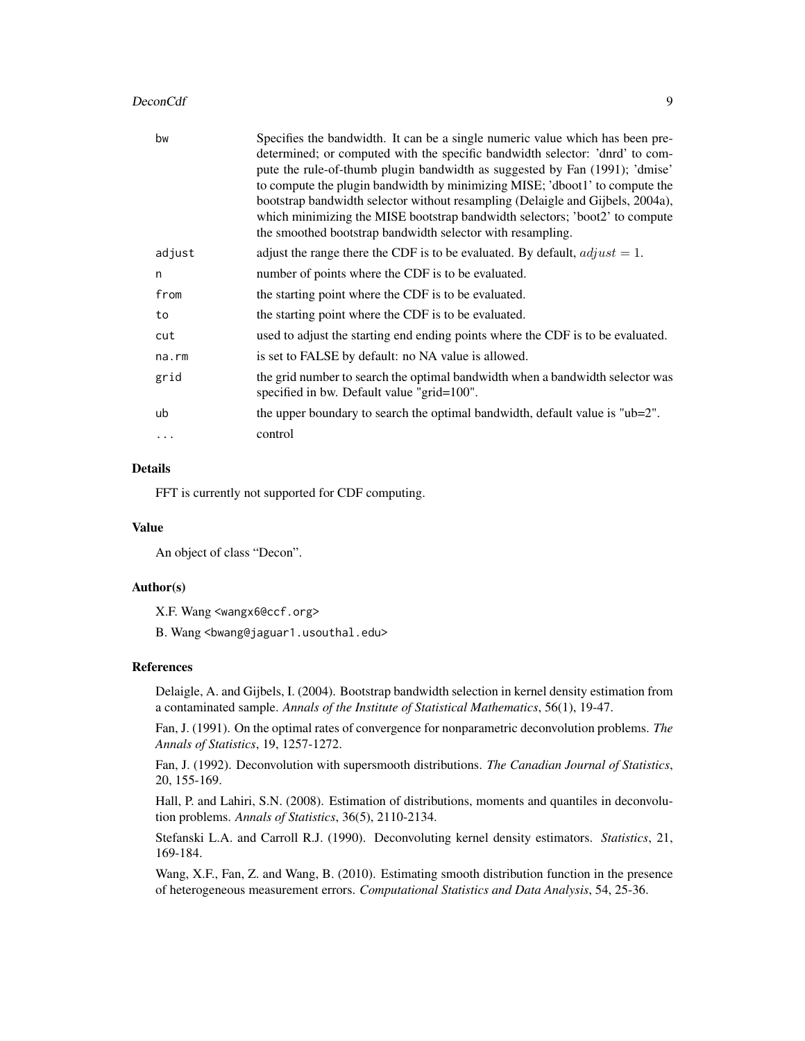| | |
|---|---|
| bw | Specifies the bandwidth. It can be a single numeric value which has been predetermined; or computed with the specific bandwidth selector: 'dnrd' to compute the rule-of-thumb plugin bandwidth as suggested by Fan (1991); 'dmise' to compute the plugin bandwidth by minimizing MISE; 'dboot1' to compute the bootstrap bandwidth selector without resampling (Delaigle and Gijbels, 2004a), which minimizing the MISE bootstrap bandwidth selectors; 'boot2' to compute the smoothed bootstrap bandwidth selector with resampling. |
| adjust | adjust the range there the CDF is to be evaluated. By default, $adjust = 1$. |
| n | number of points where the CDF is to be evaluated. |
| from | the starting point where the CDF is to be evaluated. |
| to | the starting point where the CDF is to be evaluated. |
| cut | used to adjust the starting end ending points where the CDF is to be evaluated. |
| na.rm | is set to FALSE by default: no NA value is allowed. |
| grid | the grid number to search the optimal bandwidth when a bandwidth selector was specified in bw. Default value "grid=100". |
| ub | the upper boundary to search the optimal bandwidth, default value is "ub=2". |
| ... | control |

## Details

FFT is currently not supported for CDF computing.

## Value

An object of class "Decon".

## Author(s)

X.F. Wang <wangx6@ccf.org>

B. Wang <bwang@jaguar1.usouthal.edu>

## References

Delaigle, A. and Gijbels, I. (2004). Bootstrap bandwidth selection in kernel density estimation from a contaminated sample. *Annals of the Institute of Statistical Mathematics*, 56(1), 19-47.

Fan, J. (1991). On the optimal rates of convergence for nonparametric deconvolution problems. *The Annals of Statistics*, 19, 1257-1272.

Fan, J. (1992). Deconvolution with supersmooth distributions. *The Canadian Journal of Statistics*, 20, 155-169.

Hall, P. and Lahiri, S.N. (2008). Estimation of distributions, moments and quantiles in deconvolution problems. *Annals of Statistics*, 36(5), 2110-2134.

Stefanski L.A. and Carroll R.J. (1990). Deconvoluting kernel density estimators. *Statistics*, 21, 169-184.

Wang, X.F., Fan, Z. and Wang, B. (2010). Estimating smooth distribution function in the presence of heterogeneous measurement errors. *Computational Statistics and Data Analysis*, 54, 25-36.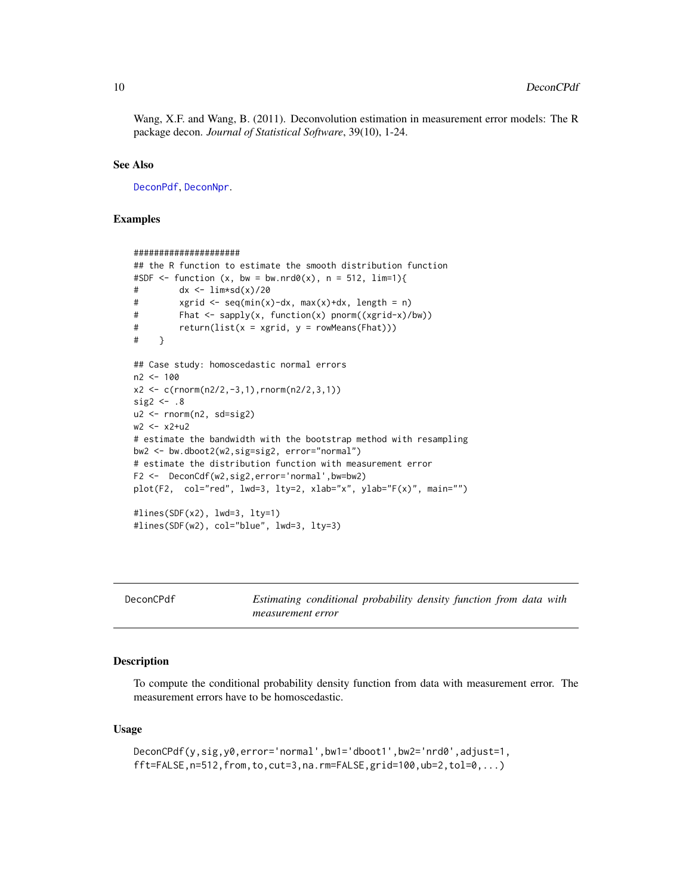Wang, X.F. and Wang, B. (2011). Deconvolution estimation in measurement error models: The R package decon. *Journal of Statistical Software*, 39(10), 1-24.

### See Also

DeconPdf, DeconNpr.

### Examples

```
####################
## the R function to estimate the smooth distribution function
#SDF <- function (x, bw = bw.nrd0(x), n = 512, lim=1){
#        dx <- lim*sd(x)/20
#        xgrid <- seq(min(x)-dx, max(x)+dx, length = n)
#        Fhat <- sapply(x, function(x) pnorm((xgrid-x)/bw))
#        return(list(x = xgrid, y = rowMeans(Fhat)))
#    }

## Case study: homoscedastic normal errors
n2 <- 100
x2 <- c(rnorm(n2/2,-3,1),rnorm(n2/2,3,1))
sig2 <- .8
u2 <- rnorm(n2, sd=sig2)
w2 <- x2+u2
# estimate the bandwidth with the bootstrap method with resampling
bw2 <- bw.dboot2(w2,sig=sig2, error="normal")
# estimate the distribution function with measurement error
F2 <-  DeconCdf(w2,sig2,error='normal',bw=bw2)
plot(F2,  col="red", lwd=3, lty=2, xlab="x", ylab="F(x)", main="")

#lines(SDF(x2), lwd=3, lty=1)
#lines(SDF(w2), col="blue", lwd=3, lty=3)
```

---

## DeconCPdf — *Estimating conditional probability density function from data with measurement error*

### Description

To compute the conditional probability density function from data with measurement error. The measurement errors have to be homoscedastic.

### Usage

```
DeconCPdf(y,sig,y0,error='normal',bw1='dboot1',bw2='nrd0',adjust=1,
fft=FALSE,n=512,from,to,cut=3,na.rm=FALSE,grid=100,ub=2,tol=0,...)
```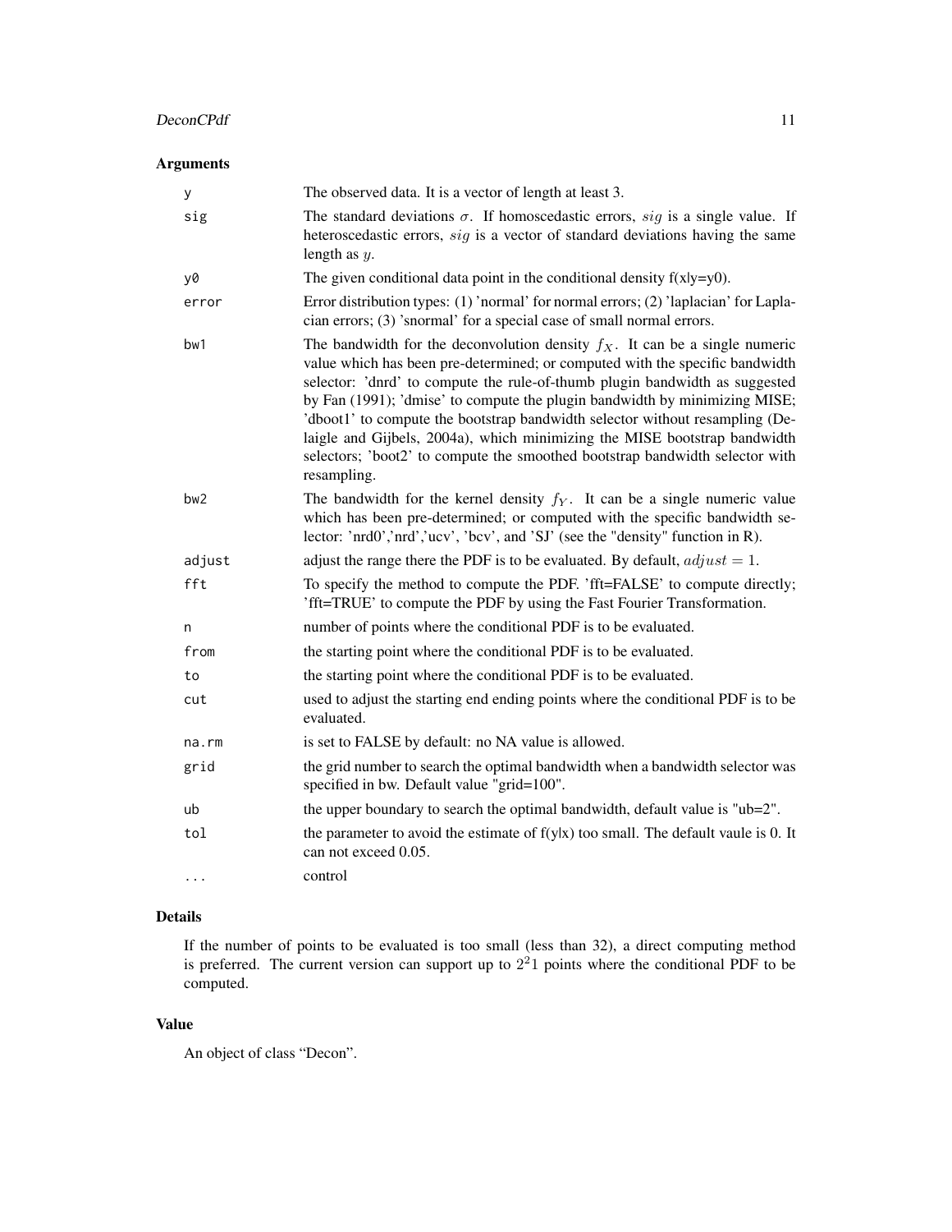## Arguments

| | |
|---|---|
| y | The observed data. It is a vector of length at least 3. |
| sig | The standard deviations $\sigma$. If homoscedastic errors, $sig$ is a single value. If heteroscedastic errors, $sig$ is a vector of standard deviations having the same length as $y$. |
| y0 | The given conditional data point in the conditional density f(x\|y=y0). |
| error | Error distribution types: (1) 'normal' for normal errors; (2) 'laplacian' for Laplacian errors; (3) 'snormal' for a special case of small normal errors. |
| bw1 | The bandwidth for the deconvolution density $f_X$. It can be a single numeric value which has been pre-determined; or computed with the specific bandwidth selector: 'dnrd' to compute the rule-of-thumb plugin bandwidth as suggested by Fan (1991); 'dmise' to compute the plugin bandwidth by minimizing MISE; 'dboot1' to compute the bootstrap bandwidth selector without resampling (Delaigle and Gijbels, 2004a), which minimizing the MISE bootstrap bandwidth selectors; 'boot2' to compute the smoothed bootstrap bandwidth selector with resampling. |
| bw2 | The bandwidth for the kernel density $f_Y$. It can be a single numeric value which has been pre-determined; or computed with the specific bandwidth selector: 'nrd0','nrd','ucv', 'bcv', and 'SJ' (see the "density" function in R). |
| adjust | adjust the range there the PDF is to be evaluated. By default, $adjust = 1$. |
| fft | To specify the method to compute the PDF. 'fft=FALSE' to compute directly; 'fft=TRUE' to compute the PDF by using the Fast Fourier Transformation. |
| n | number of points where the conditional PDF is to be evaluated. |
| from | the starting point where the conditional PDF is to be evaluated. |
| to | the starting point where the conditional PDF is to be evaluated. |
| cut | used to adjust the starting end ending points where the conditional PDF is to be evaluated. |
| na.rm | is set to FALSE by default: no NA value is allowed. |
| grid | the grid number to search the optimal bandwidth when a bandwidth selector was specified in bw. Default value "grid=100". |
| ub | the upper boundary to search the optimal bandwidth, default value is "ub=2". |
| tol | the parameter to avoid the estimate of f(y\|x) too small. The default vaule is 0. It can not exceed 0.05. |
| ... | control |

## Details

If the number of points to be evaluated is too small (less than 32), a direct computing method is preferred. The current version can support up to $2^21$ points where the conditional PDF to be computed.

## Value

An object of class "Decon".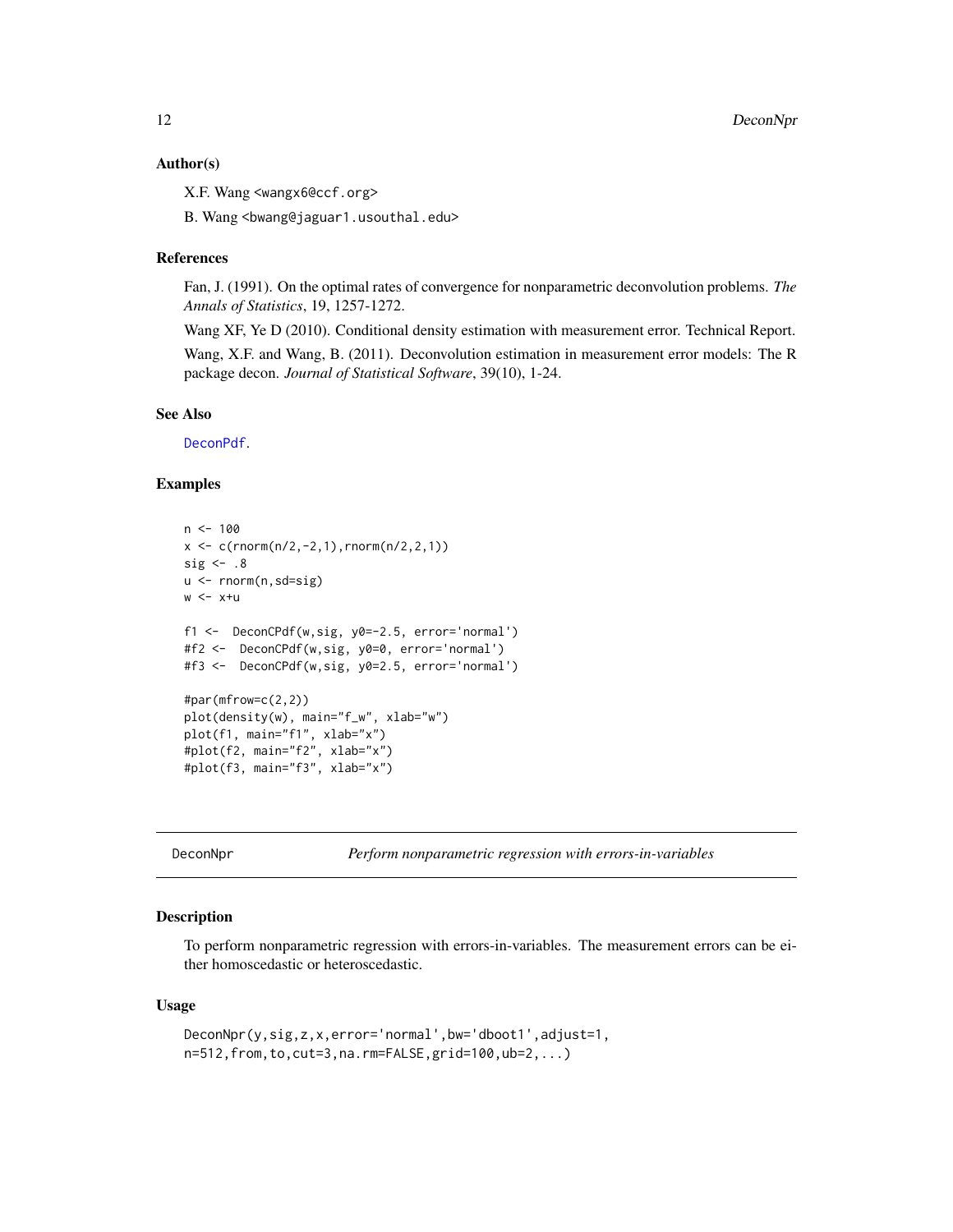### Author(s)

X.F. Wang <wangx6@ccf.org>

B. Wang <bwang@jaguar1.usouthal.edu>

### References

Fan, J. (1991). On the optimal rates of convergence for nonparametric deconvolution problems. *The Annals of Statistics*, 19, 1257-1272.

Wang XF, Ye D (2010). Conditional density estimation with measurement error. Technical Report.

Wang, X.F. and Wang, B. (2011). Deconvolution estimation in measurement error models: The R package decon. *Journal of Statistical Software*, 39(10), 1-24.

### See Also

DeconPdf.

### Examples

```
n <- 100
x <- c(rnorm(n/2,-2,1),rnorm(n/2,2,1))
sig <- .8
u <- rnorm(n,sd=sig)
w <- x+u

f1 <-  DeconCPdf(w,sig, y0=-2.5, error='normal')
#f2 <-  DeconCPdf(w,sig, y0=0, error='normal')
#f3 <-  DeconCPdf(w,sig, y0=2.5, error='normal')

#par(mfrow=c(2,2))
plot(density(w), main="f_w", xlab="w")
plot(f1, main="f1", xlab="x")
#plot(f2, main="f2", xlab="x")
#plot(f3, main="f3", xlab="x")
```

---

## DeconNpr — *Perform nonparametric regression with errors-in-variables*

### Description

To perform nonparametric regression with errors-in-variables. The measurement errors can be either homoscedastic or heteroscedastic.

### Usage

```
DeconNpr(y,sig,z,x,error='normal',bw='dboot1',adjust=1,
n=512,from,to,cut=3,na.rm=FALSE,grid=100,ub=2,...)
```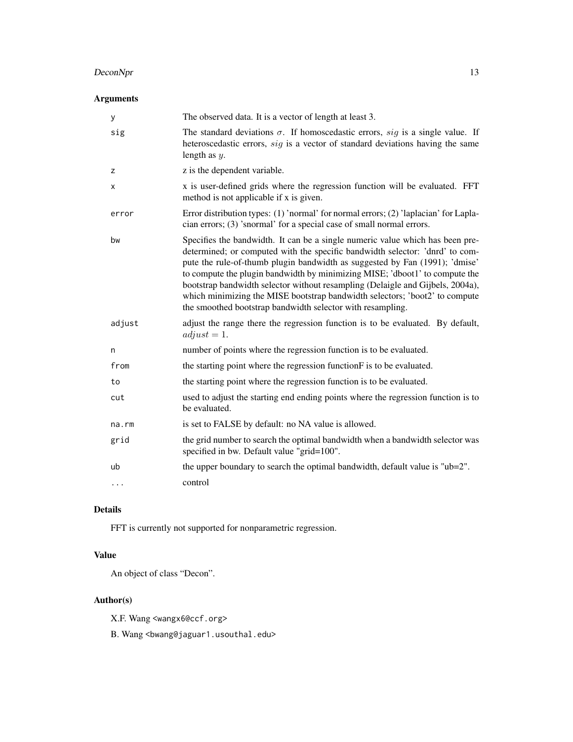## Arguments

| | |
|---|---|
| y | The observed data. It is a vector of length at least 3. |
| sig | The standard deviations $\sigma$. If homoscedastic errors, $sig$ is a single value. If heteroscedastic errors, $sig$ is a vector of standard deviations having the same length as $y$. |
| z | z is the dependent variable. |
| x | x is user-defined grids where the regression function will be evaluated. FFT method is not applicable if x is given. |
| error | Error distribution types: (1) 'normal' for normal errors; (2) 'laplacian' for Laplacian errors; (3) 'snormal' for a special case of small normal errors. |
| bw | Specifies the bandwidth. It can be a single numeric value which has been predetermined; or computed with the specific bandwidth selector: 'dnrd' to compute the rule-of-thumb plugin bandwidth as suggested by Fan (1991); 'dmise' to compute the plugin bandwidth by minimizing MISE; 'dboot1' to compute the bootstrap bandwidth selector without resampling (Delaigle and Gijbels, 2004a), which minimizing the MISE bootstrap bandwidth selectors; 'boot2' to compute the smoothed bootstrap bandwidth selector with resampling. |
| adjust | adjust the range there the regression function is to be evaluated. By default, $adjust = 1$. |
| n | number of points where the regression function is to be evaluated. |
| from | the starting point where the regression functionF is to be evaluated. |
| to | the starting point where the regression function is to be evaluated. |
| cut | used to adjust the starting end ending points where the regression function is to be evaluated. |
| na.rm | is set to FALSE by default: no NA value is allowed. |
| grid | the grid number to search the optimal bandwidth when a bandwidth selector was specified in bw. Default value "grid=100". |
| ub | the upper boundary to search the optimal bandwidth, default value is "ub=2". |
| ... | control |

## Details

FFT is currently not supported for nonparametric regression.

## Value

An object of class "Decon".

## Author(s)

X.F. Wang <wangx6@ccf.org>

B. Wang <bwang@jaguar1.usouthal.edu>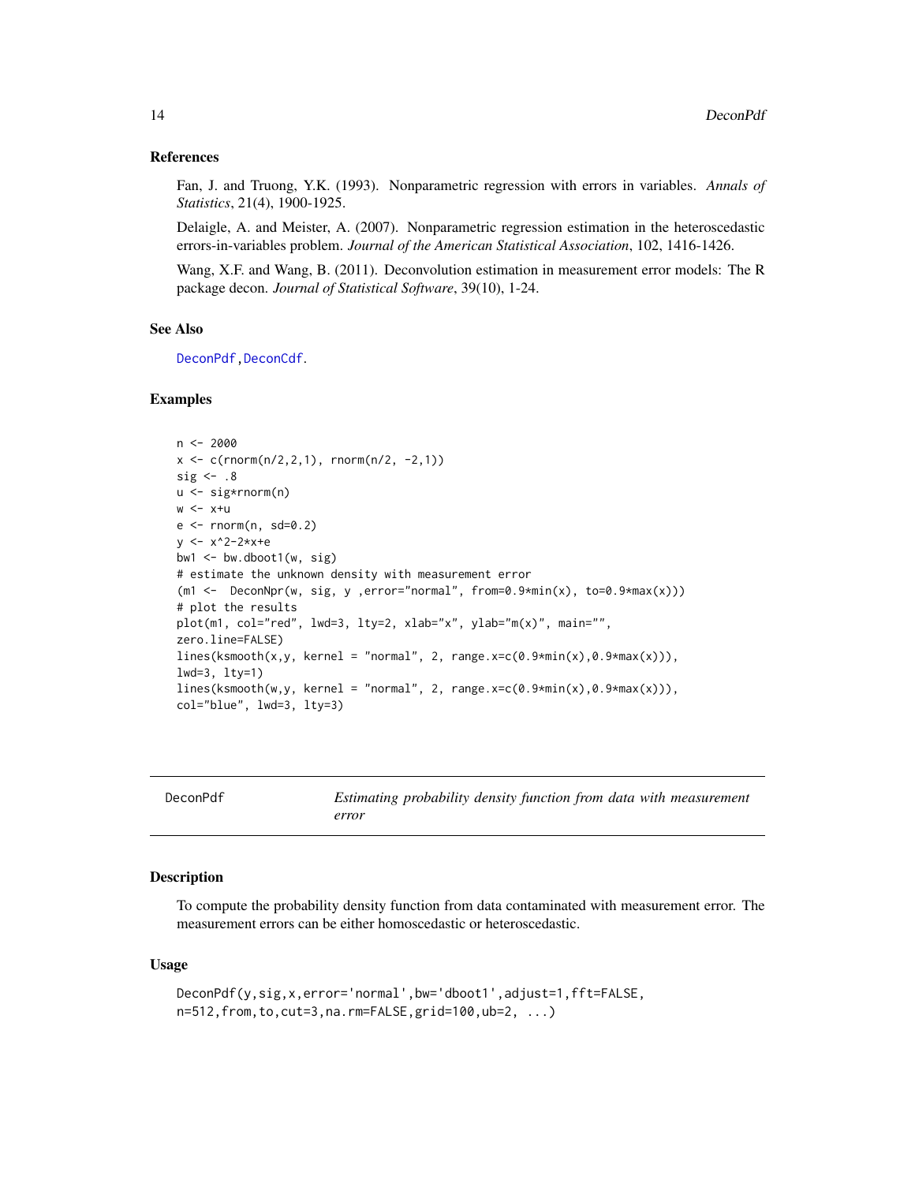### References

Fan, J. and Truong, Y.K. (1993). Nonparametric regression with errors in variables. *Annals of Statistics*, 21(4), 1900-1925.

Delaigle, A. and Meister, A. (2007). Nonparametric regression estimation in the heteroscedastic errors-in-variables problem. *Journal of the American Statistical Association*, 102, 1416-1426.

Wang, X.F. and Wang, B. (2011). Deconvolution estimation in measurement error models: The R package decon. *Journal of Statistical Software*, 39(10), 1-24.

### See Also

DeconPdf, DeconCdf.

### Examples

```
n <- 2000
x <- c(rnorm(n/2,2,1), rnorm(n/2, -2,1))
sig <- .8
u <- sig*rnorm(n)
w <- x+u
e <- rnorm(n, sd=0.2)
y <- x^2-2*x+e
bw1 <- bw.dboot1(w, sig)
# estimate the unknown density with measurement error
(m1 <-  DeconNpr(w, sig, y ,error="normal", from=0.9*min(x), to=0.9*max(x)))
# plot the results
plot(m1, col="red", lwd=3, lty=2, xlab="x", ylab="m(x)", main="",
zero.line=FALSE)
lines(ksmooth(x,y, kernel = "normal", 2, range.x=c(0.9*min(x),0.9*max(x))),
lwd=3, lty=1)
lines(ksmooth(w,y, kernel = "normal", 2, range.x=c(0.9*min(x),0.9*max(x))),
col="blue", lwd=3, lty=3)
```

---

## DeconPdf — *Estimating probability density function from data with measurement error*

### Description

To compute the probability density function from data contaminated with measurement error. The measurement errors can be either homoscedastic or heteroscedastic.

### Usage

```
DeconPdf(y,sig,x,error='normal',bw='dboot1',adjust=1,fft=FALSE,
n=512,from,to,cut=3,na.rm=FALSE,grid=100,ub=2, ...)
```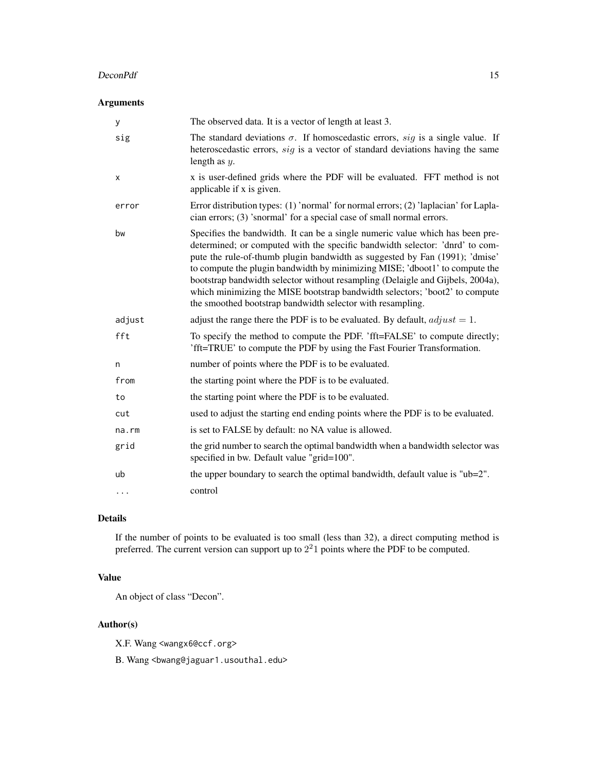## Arguments

| | |
|---|---|
| y | The observed data. It is a vector of length at least 3. |
| sig | The standard deviations $\sigma$. If homoscedastic errors, $sig$ is a single value. If heteroscedastic errors, $sig$ is a vector of standard deviations having the same length as $y$. |
| x | x is user-defined grids where the PDF will be evaluated. FFT method is not applicable if x is given. |
| error | Error distribution types: (1) 'normal' for normal errors; (2) 'laplacian' for Laplacian errors; (3) 'snormal' for a special case of small normal errors. |
| bw | Specifies the bandwidth. It can be a single numeric value which has been predetermined; or computed with the specific bandwidth selector: 'dnrd' to compute the rule-of-thumb plugin bandwidth as suggested by Fan (1991); 'dmise' to compute the plugin bandwidth by minimizing MISE; 'dboot1' to compute the bootstrap bandwidth selector without resampling (Delaigle and Gijbels, 2004a), which minimizing the MISE bootstrap bandwidth selectors; 'boot2' to compute the smoothed bootstrap bandwidth selector with resampling. |
| adjust | adjust the range there the PDF is to be evaluated. By default, $adjust = 1$. |
| fft | To specify the method to compute the PDF. 'fft=FALSE' to compute directly; 'fft=TRUE' to compute the PDF by using the Fast Fourier Transformation. |
| n | number of points where the PDF is to be evaluated. |
| from | the starting point where the PDF is to be evaluated. |
| to | the starting point where the PDF is to be evaluated. |
| cut | used to adjust the starting end ending points where the PDF is to be evaluated. |
| na.rm | is set to FALSE by default: no NA value is allowed. |
| grid | the grid number to search the optimal bandwidth when a bandwidth selector was specified in bw. Default value "grid=100". |
| ub | the upper boundary to search the optimal bandwidth, default value is "ub=2". |
| ... | control |

## Details

If the number of points to be evaluated is too small (less than 32), a direct computing method is preferred. The current version can support up to $2^21$ points where the PDF to be computed.

## Value

An object of class "Decon".

## Author(s)

X.F. Wang <wangx6@ccf.org>

B. Wang <bwang@jaguar1.usouthal.edu>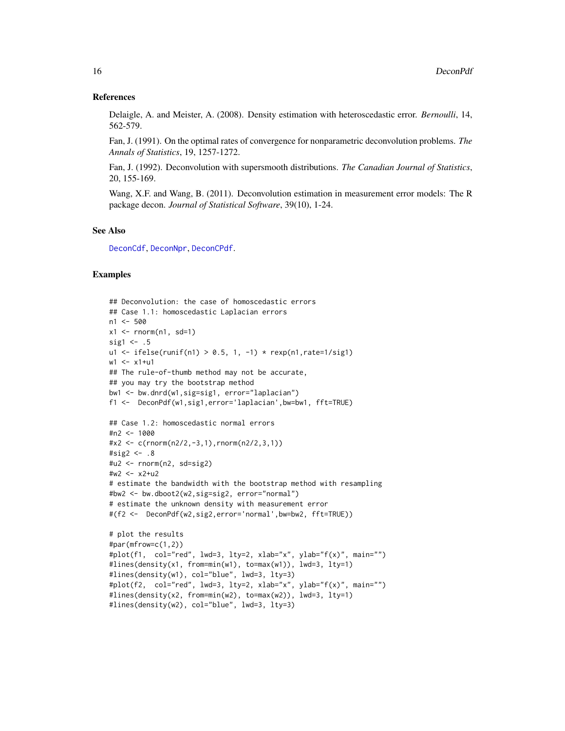### References

Delaigle, A. and Meister, A. (2008). Density estimation with heteroscedastic error. *Bernoulli*, 14, 562-579.

Fan, J. (1991). On the optimal rates of convergence for nonparametric deconvolution problems. *The Annals of Statistics*, 19, 1257-1272.

Fan, J. (1992). Deconvolution with supersmooth distributions. *The Canadian Journal of Statistics*, 20, 155-169.

Wang, X.F. and Wang, B. (2011). Deconvolution estimation in measurement error models: The R package decon. *Journal of Statistical Software*, 39(10), 1-24.

### See Also

DeconCdf, DeconNpr, DeconCPdf.

### Examples

```
## Deconvolution: the case of homoscedastic errors
## Case 1.1: homoscedastic Laplacian errors
n1 <- 500
x1 <- rnorm(n1, sd=1)
sig1 <- .5
u1 <- ifelse(runif(n1) > 0.5, 1, -1) * rexp(n1,rate=1/sig1)
w1 <- x1+u1
## The rule-of-thumb method may not be accurate,
## you may try the bootstrap method
bw1 <- bw.dnrd(w1,sig=sig1, error="laplacian")
f1 <-  DeconPdf(w1,sig1,error='laplacian',bw=bw1, fft=TRUE)

## Case 1.2: homoscedastic normal errors
#n2 <- 1000
#x2 <- c(rnorm(n2/2,-3,1),rnorm(n2/2,3,1))
#sig2 <- .8
#u2 <- rnorm(n2, sd=sig2)
#w2 <- x2+u2
# estimate the bandwidth with the bootstrap method with resampling
#bw2 <- bw.dboot2(w2,sig=sig2, error="normal")
# estimate the unknown density with measurement error
#(f2 <-  DeconPdf(w2,sig2,error='normal',bw=bw2, fft=TRUE))

# plot the results
#par(mfrow=c(1,2))
#plot(f1,  col="red", lwd=3, lty=2, xlab="x", ylab="f(x)", main="")
#lines(density(x1, from=min(w1), to=max(w1)), lwd=3, lty=1)
#lines(density(w1), col="blue", lwd=3, lty=3)
#plot(f2,  col="red", lwd=3, lty=2, xlab="x", ylab="f(x)", main="")
#lines(density(x2, from=min(w2), to=max(w2)), lwd=3, lty=1)
#lines(density(w2), col="blue", lwd=3, lty=3)
```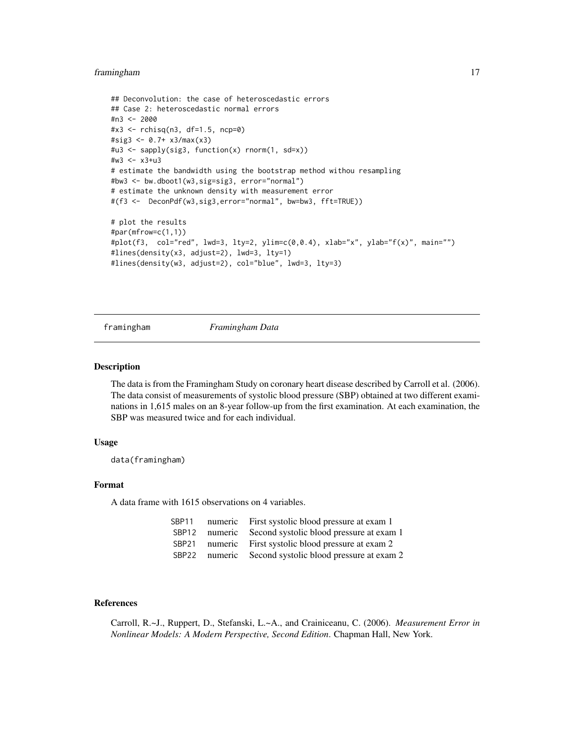```
## Deconvolution: the case of heteroscedastic errors
## Case 2: heteroscedastic normal errors
#n3 <- 2000
#x3 <- rchisq(n3, df=1.5, ncp=0)
#sig3 <- 0.7+ x3/max(x3)
#u3 <- sapply(sig3, function(x) rnorm(1, sd=x))
#w3 <- x3+u3
# estimate the bandwidth using the bootstrap method withou resampling
#bw3 <- bw.dboot1(w3,sig=sig3, error="normal")
# estimate the unknown density with measurement error
#(f3 <-  DeconPdf(w3,sig3,error="normal", bw=bw3, fft=TRUE))

# plot the results
#par(mfrow=c(1,1))
#plot(f3,  col="red", lwd=3, lty=2, ylim=c(0,0.4), xlab="x", ylab="f(x)", main="")
#lines(density(x3, adjust=2), lwd=3, lty=1)
#lines(density(w3, adjust=2), col="blue", lwd=3, lty=3)
```

---

## framingham *Framingham Data*

---

### Description

The data is from the Framingham Study on coronary heart disease described by Carroll et al. (2006). The data consist of measurements of systolic blood pressure (SBP) obtained at two different examinations in 1,615 males on an 8-year follow-up from the first examination. At each examination, the SBP was measured twice and for each individual.

### Usage

```
data(framingham)
```

### Format

A data frame with 1615 observations on 4 variables.

| | | |
|---|---|---|
| SBP11 | numeric | First systolic blood pressure at exam 1 |
| SBP12 | numeric | Second systolic blood pressure at exam 1 |
| SBP21 | numeric | First systolic blood pressure at exam 2 |
| SBP22 | numeric | Second systolic blood pressure at exam 2 |

### References

Carroll, R.~J., Ruppert, D., Stefanski, L.~A., and Crainiceanu, C. (2006). *Measurement Error in Nonlinear Models: A Modern Perspective, Second Edition*. Chapman Hall, New York.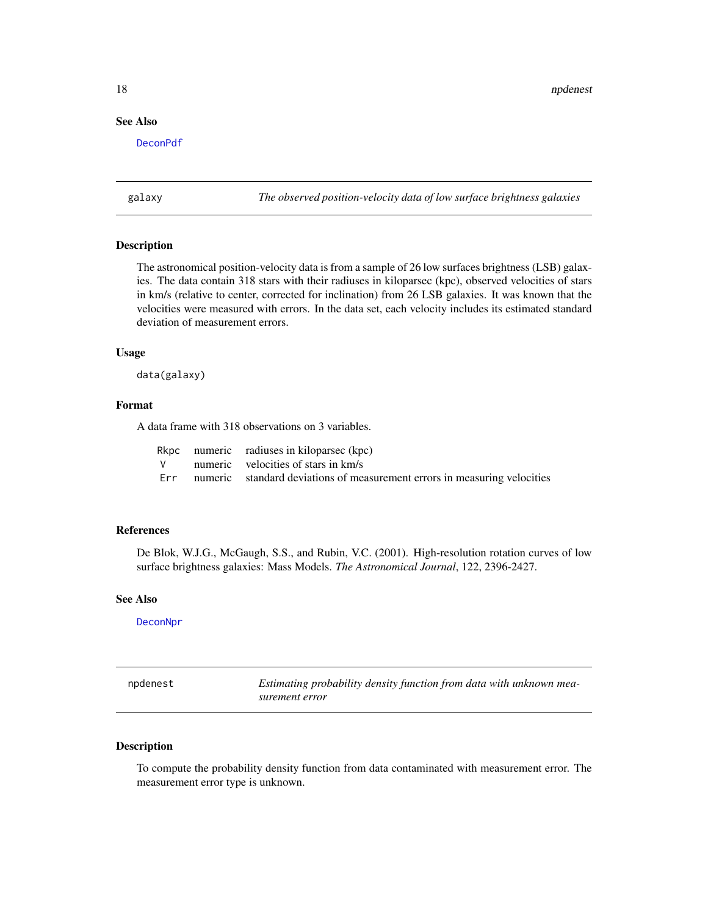### See Also

DeconPdf

---

## galaxy — *The observed position-velocity data of low surface brightness galaxies*

---

### Description

The astronomical position-velocity data is from a sample of 26 low surfaces brightness (LSB) galaxies. The data contain 318 stars with their radiuses in kiloparsec (kpc), observed velocities of stars in km/s (relative to center, corrected for inclination) from 26 LSB galaxies. It was known that the velocities were measured with errors. In the data set, each velocity includes its estimated standard deviation of measurement errors.

### Usage

```
data(galaxy)
```

### Format

A data frame with 318 observations on 3 variables.

| | | |
|---|---|---|
| Rkpc | numeric | radiuses in kiloparsec (kpc) |
| V | numeric | velocities of stars in km/s |
| Err | numeric | standard deviations of measurement errors in measuring velocities |

### References

De Blok, W.J.G., McGaugh, S.S., and Rubin, V.C. (2001). High-resolution rotation curves of low surface brightness galaxies: Mass Models. *The Astronomical Journal*, 122, 2396-2427.

### See Also

DeconNpr

---

## npdenest — *Estimating probability density function from data with unknown measurement error*

---

### Description

To compute the probability density function from data contaminated with measurement error. The measurement error type is unknown.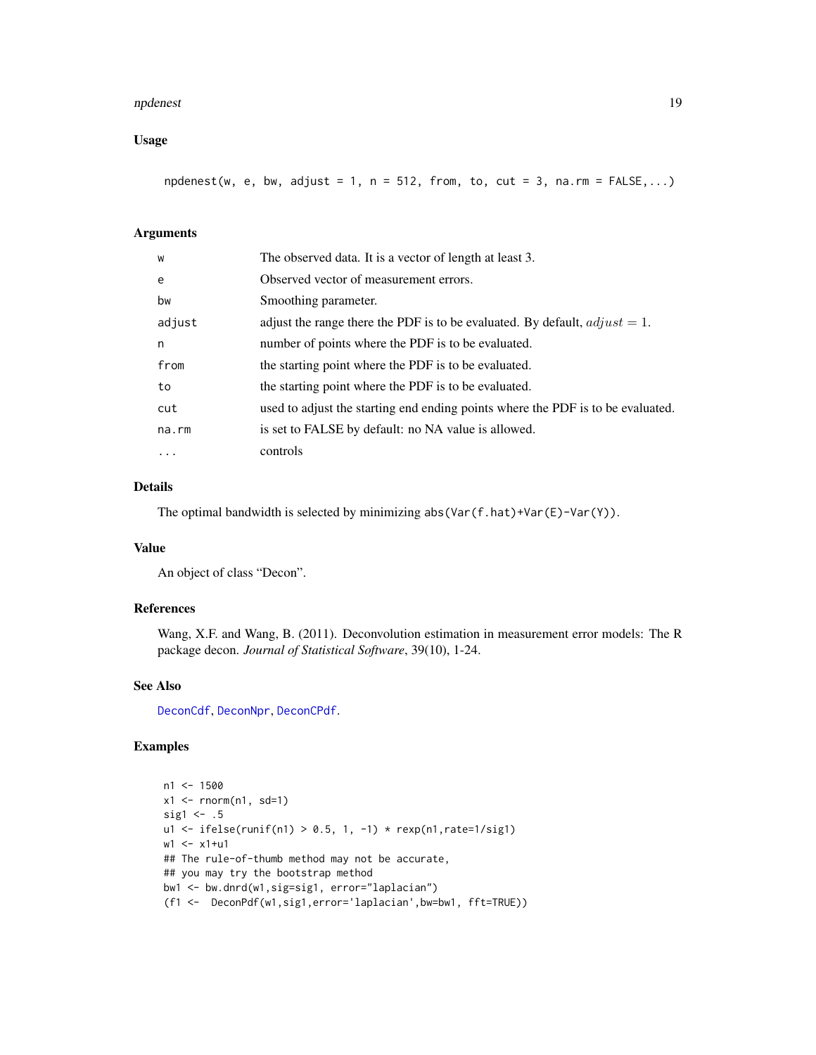### Usage

```
npdenest(w, e, bw, adjust = 1, n = 512, from, to, cut = 3, na.rm = FALSE,...)
```

### Arguments

| | |
|---|---|
| w | The observed data. It is a vector of length at least 3. |
| e | Observed vector of measurement errors. |
| bw | Smoothing parameter. |
| adjust | adjust the range there the PDF is to be evaluated. By default, $adjust = 1$. |
| n | number of points where the PDF is to be evaluated. |
| from | the starting point where the PDF is to be evaluated. |
| to | the starting point where the PDF is to be evaluated. |
| cut | used to adjust the starting end ending points where the PDF is to be evaluated. |
| na.rm | is set to FALSE by default: no NA value is allowed. |
| ... | controls |

### Details

The optimal bandwidth is selected by minimizing `abs(Var(f.hat)+Var(E)-Var(Y))`.

### Value

An object of class "Decon".

### References

Wang, X.F. and Wang, B. (2011). Deconvolution estimation in measurement error models: The R package decon. *Journal of Statistical Software*, 39(10), 1-24.

### See Also

DeconCdf, DeconNpr, DeconCPdf.

### Examples

```
n1 <- 1500
x1 <- rnorm(n1, sd=1)
sig1 <- .5
u1 <- ifelse(runif(n1) > 0.5, 1, -1) * rexp(n1,rate=1/sig1)
w1 <- x1+u1
## The rule-of-thumb method may not be accurate,
## you may try the bootstrap method
bw1 <- bw.dnrd(w1,sig=sig1, error="laplacian")
(f1 <-  DeconPdf(w1,sig1,error='laplacian',bw=bw1, fft=TRUE))
```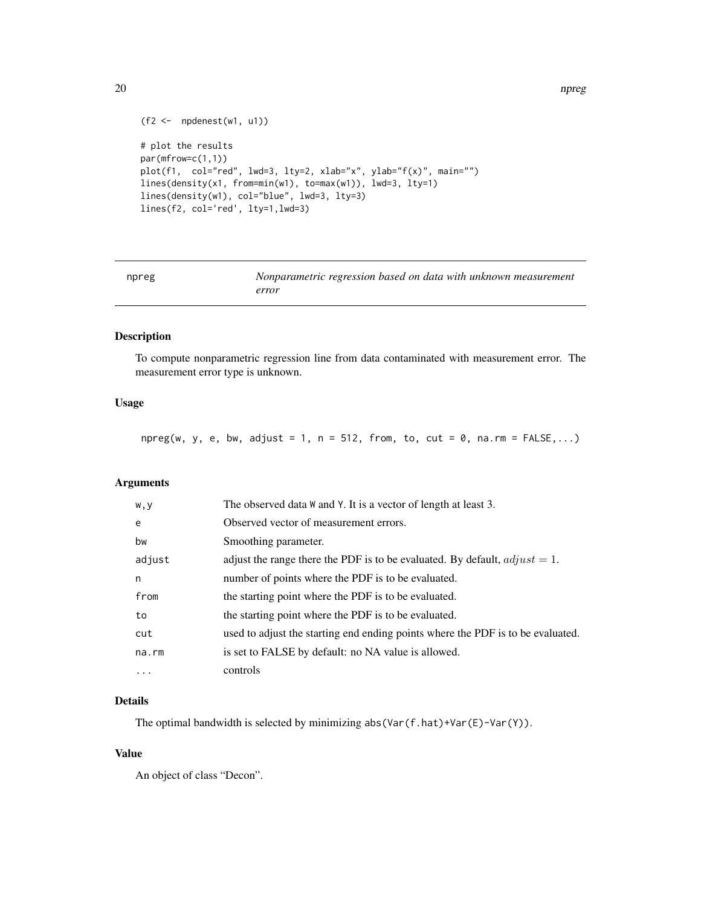```
(f2 <-  npdenest(w1, u1))

# plot the results
par(mfrow=c(1,1))
plot(f1,  col="red", lwd=3, lty=2, xlab="x", ylab="f(x)", main="")
lines(density(x1, from=min(w1), to=max(w1)), lwd=3, lty=1)
lines(density(w1), col="blue", lwd=3, lty=3)
lines(f2, col='red', lty=1,lwd=3)
```

---

## npreg — *Nonparametric regression based on data with unknown measurement error*

---

### Description

To compute nonparametric regression line from data contaminated with measurement error. The measurement error type is unknown.

### Usage

```
npreg(w, y, e, bw, adjust = 1, n = 512, from, to, cut = 0, na.rm = FALSE,...)
```

### Arguments

| | |
|---|---|
| `w,y` | The observed data W and Y. It is a vector of length at least 3. |
| `e` | Observed vector of measurement errors. |
| `bw` | Smoothing parameter. |
| `adjust` | adjust the range there the PDF is to be evaluated. By default, $adjust = 1$. |
| `n` | number of points where the PDF is to be evaluated. |
| `from` | the starting point where the PDF is to be evaluated. |
| `to` | the starting point where the PDF is to be evaluated. |
| `cut` | used to adjust the starting end ending points where the PDF is to be evaluated. |
| `na.rm` | is set to FALSE by default: no NA value is allowed. |
| `...` | controls |

### Details

The optimal bandwidth is selected by minimizing `abs(Var(f.hat)+Var(E)-Var(Y))`.

### Value

An object of class "Decon".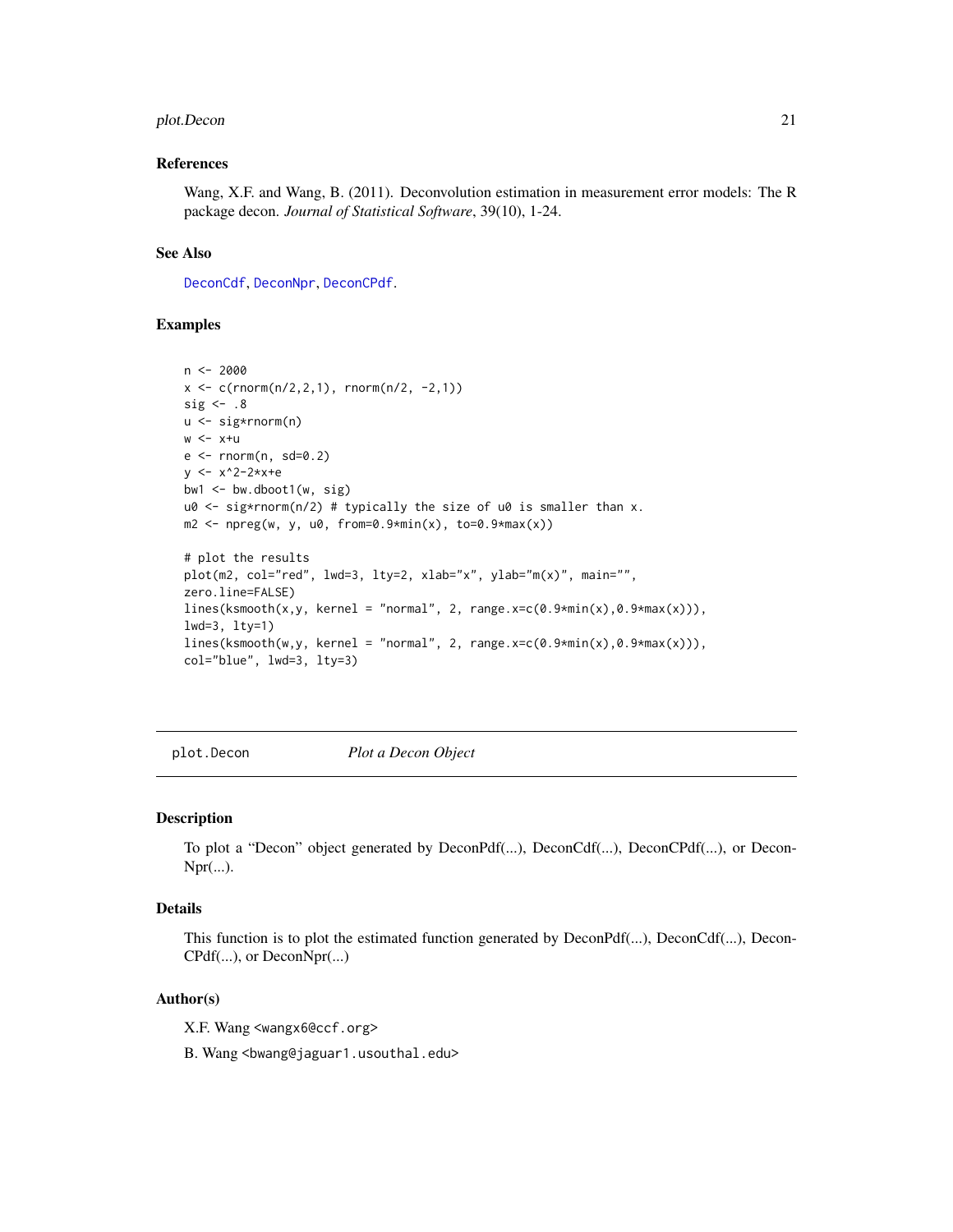## References

Wang, X.F. and Wang, B. (2011). Deconvolution estimation in measurement error models: The R package decon. *Journal of Statistical Software*, 39(10), 1-24.

## See Also

DeconCdf, DeconNpr, DeconCPdf.

## Examples

```
n <- 2000
x <- c(rnorm(n/2,2,1), rnorm(n/2, -2,1))
sig <- .8
u <- sig*rnorm(n)
w <- x+u
e <- rnorm(n, sd=0.2)
y <- x^2-2*x+e
bw1 <- bw.dboot1(w, sig)
u0 <- sig*rnorm(n/2) # typically the size of u0 is smaller than x.
m2 <- npreg(w, y, u0, from=0.9*min(x), to=0.9*max(x))

# plot the results
plot(m2, col="red", lwd=3, lty=2, xlab="x", ylab="m(x)", main="",
zero.line=FALSE)
lines(ksmooth(x,y, kernel = "normal", 2, range.x=c(0.9*min(x),0.9*max(x))),
lwd=3, lty=1)
lines(ksmooth(w,y, kernel = "normal", 2, range.x=c(0.9*min(x),0.9*max(x))),
col="blue", lwd=3, lty=3)
```

---

# plot.Decon — *Plot a Decon Object*

## Description

To plot a "Decon" object generated by DeconPdf(...), DeconCdf(...), DeconCPdf(...), or DeconNpr(...).

## Details

This function is to plot the estimated function generated by DeconPdf(...), DeconCdf(...), DeconCPdf(...), or DeconNpr(...)

## Author(s)

X.F. Wang <wangx6@ccf.org>

B. Wang <bwang@jaguar1.usouthal.edu>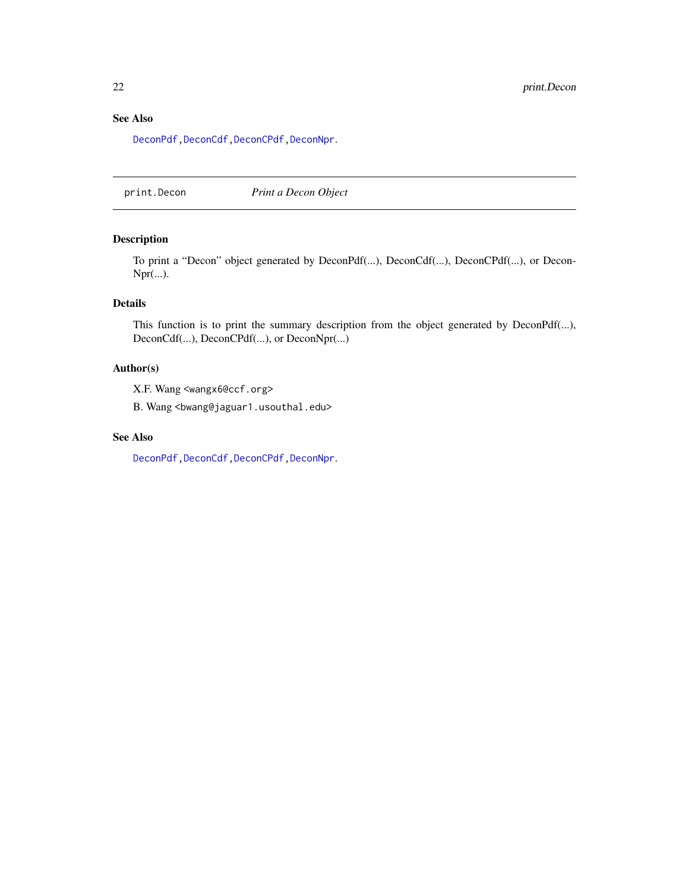## See Also

DeconPdf, DeconCdf, DeconCPdf, DeconNpr.

---

print.Decon                *Print a Decon Object*

---

## Description

To print a "Decon" object generated by DeconPdf(...), DeconCdf(...), DeconCPdf(...), or DeconNpr(...).

## Details

This function is to print the summary description from the object generated by DeconPdf(...), DeconCdf(...), DeconCPdf(...), or DeconNpr(...)

## Author(s)

X.F. Wang <wangx6@ccf.org>

B. Wang <bwang@jaguar1.usouthal.edu>

## See Also

DeconPdf, DeconCdf, DeconCPdf, DeconNpr.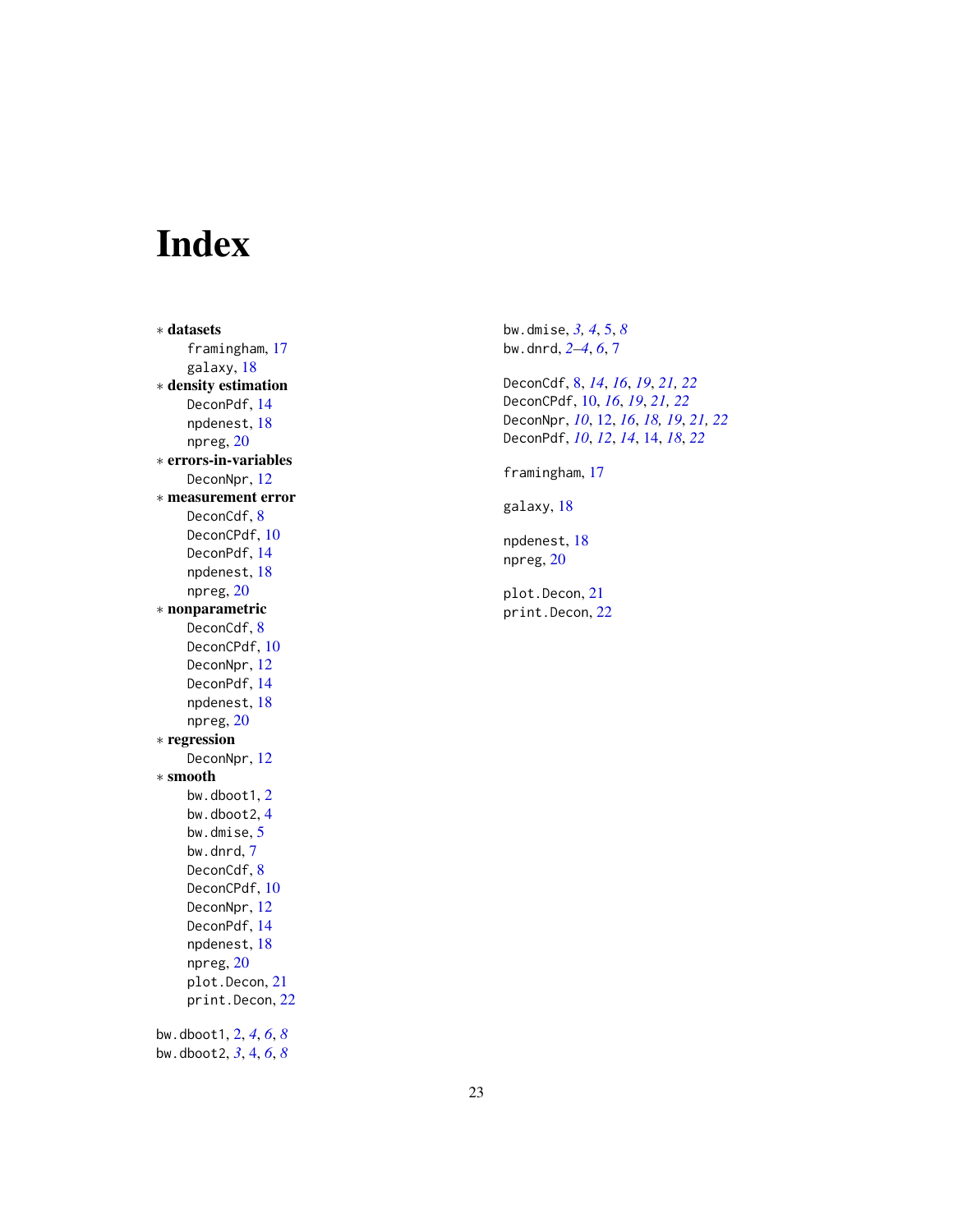# Index

∗ **datasets**
  framingham, 17
  galaxy, 18

∗ **density estimation**
  DeconPdf, 14
  npdenest, 18
  npreg, 20

∗ **errors-in-variables**
  DeconNpr, 12

∗ **measurement error**
  DeconCdf, 8
  DeconCPdf, 10
  DeconPdf, 14
  npdenest, 18
  npreg, 20

∗ **nonparametric**
  DeconCdf, 8
  DeconCPdf, 10
  DeconNpr, 12
  DeconPdf, 14
  npdenest, 18
  npreg, 20

∗ **regression**
  DeconNpr, 12

∗ **smooth**
  bw.dboot1, 2
  bw.dboot2, 4
  bw.dmise, 5
  bw.dnrd, 7
  DeconCdf, 8
  DeconCPdf, 10
  DeconNpr, 12
  DeconPdf, 14
  npdenest, 18
  npreg, 20
  plot.Decon, 21
  print.Decon, 22

bw.dboot1, 2, *4*, *6*, *8*
bw.dboot2, *3*, 4, *6*, *8*
bw.dmise, *3*, *4*, 5, *8*
bw.dnrd, *2–4*, *6*, 7

DeconCdf, 8, *14*, *16*, *19*, *21*, *22*
DeconCPdf, 10, *16*, *19*, *21*, *22*
DeconNpr, *10*, 12, *16*, *18*, *19*, *21*, *22*
DeconPdf, *10*, *12*, *14*, 14, *18*, *22*

framingham, 17

galaxy, 18

npdenest, 18
npreg, 20

plot.Decon, 21
print.Decon, 22